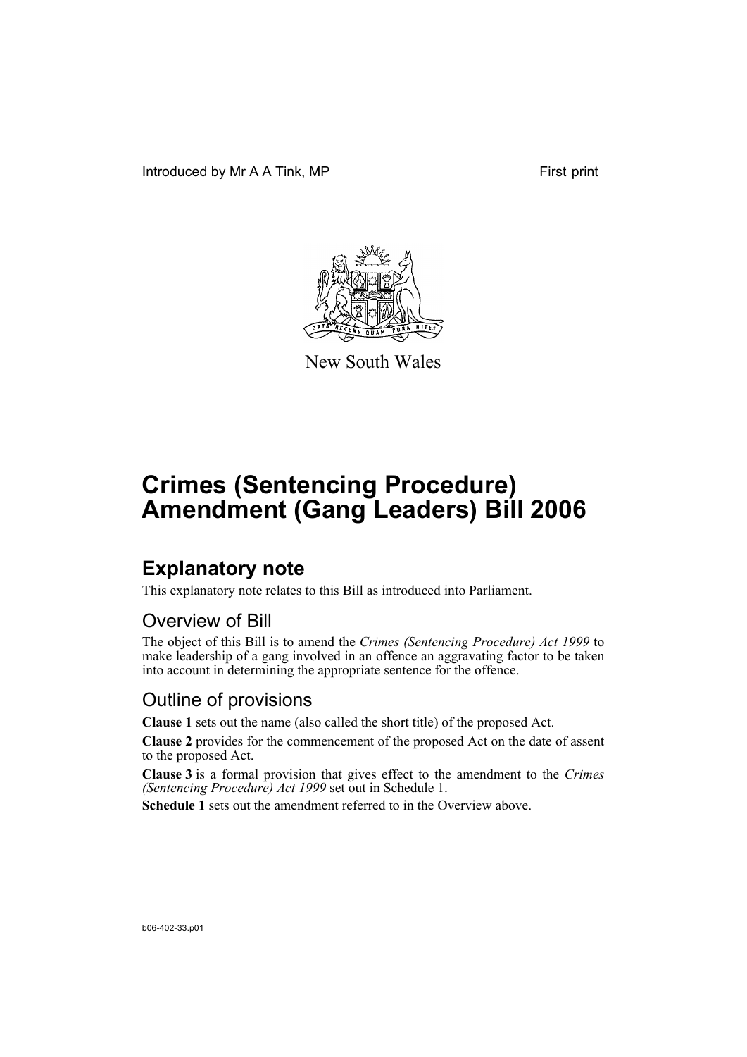Introduced by Mr A A Tink, MP First print

New South Wales

# Crimes (Sentencing Procedure) Amendment (Gang Leaders) Bill 2006

## Explanatory note

This explanatory note relates to this Bill as introduced into Parliament.

### Overview of Bill

The object of this Bill is to amend the *Crimes (Sentencing Procedure) Act 1999* to make leadership of a gang involved in an offence an aggravating factor to be taken into account in determining the appropriate sentence for the offence.

### Outline of provisions

**Clause 1** sets out the name (also called the short title) of the proposed Act.

**Clause 2** provides for the commencement of the proposed Act on the date of assent to the proposed Act.

**Clause 3** is a formal provision that gives effect to the amendment to the *Crimes (Sentencing Procedure) Act 1999* set out in Schedule 1.

**Schedule 1** sets out the amendment referred to in the Overview above.

b06-402-33.p01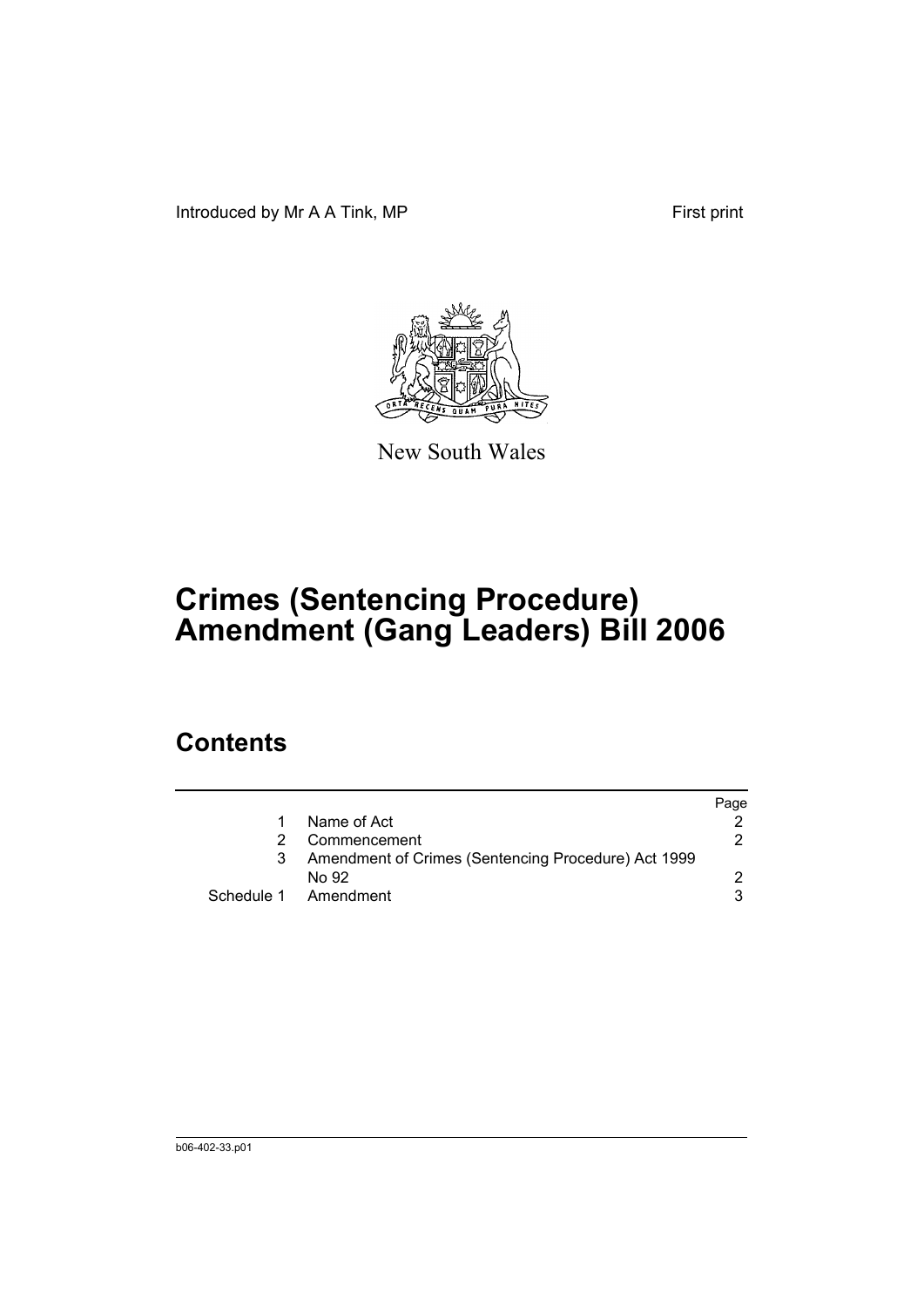Introduced by Mr A A Tink, MP

First print

New South Wales

# Crimes (Sentencing Procedure) Amendment (Gang Leaders) Bill 2006

## Contents

| | | Page |
|---|---|---|
| 1 | Name of Act | 2 |
| 2 | Commencement | 2 |
| 3 | Amendment of Crimes (Sentencing Procedure) Act 1999 No 92 | 2 |
| Schedule 1 | Amendment | 3 |

b06-402-33.p01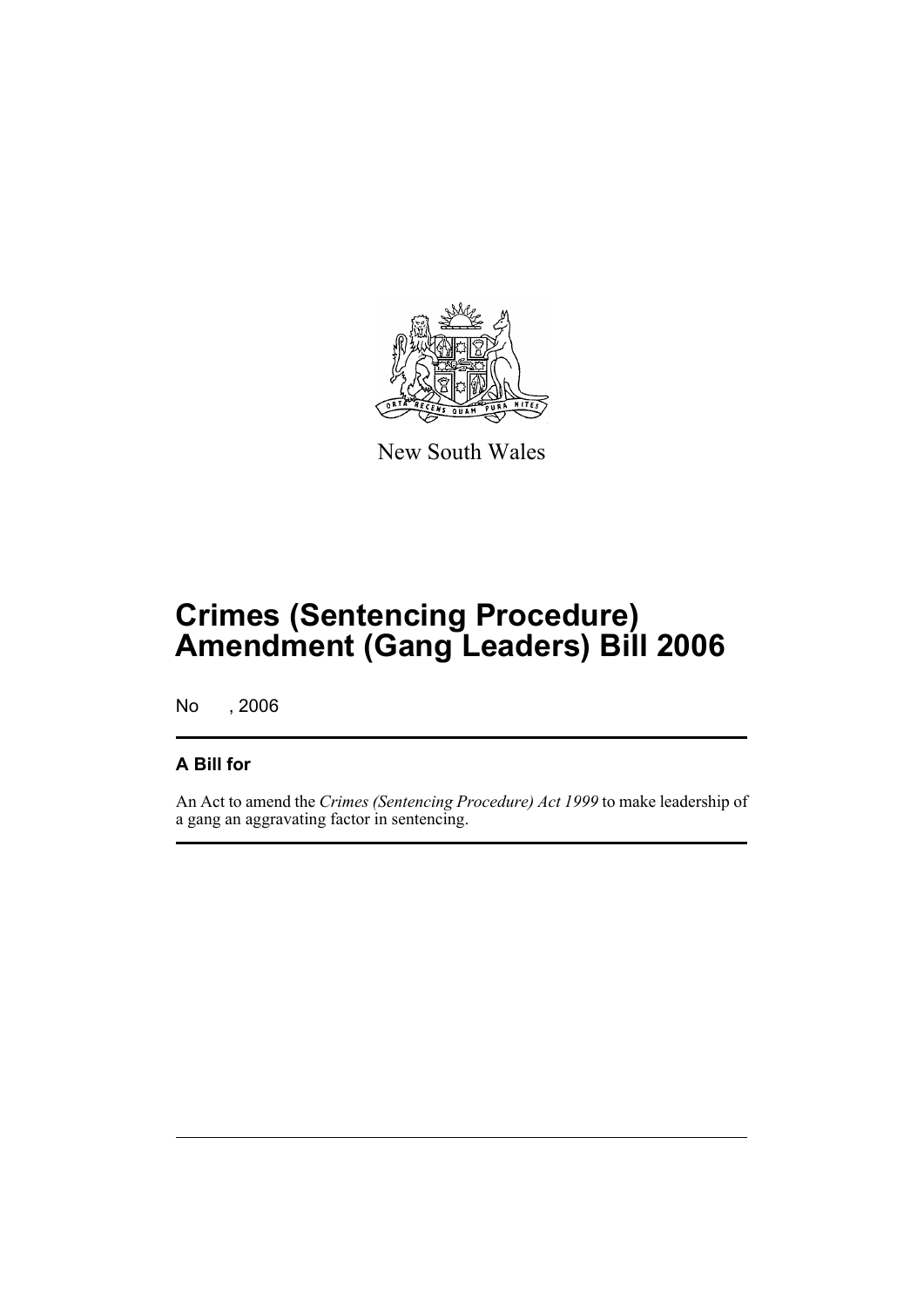New South Wales

# Crimes (Sentencing Procedure) Amendment (Gang Leaders) Bill 2006

No , 2006

## A Bill for

An Act to amend the *Crimes (Sentencing Procedure) Act 1999* to make leadership of a gang an aggravating factor in sentencing.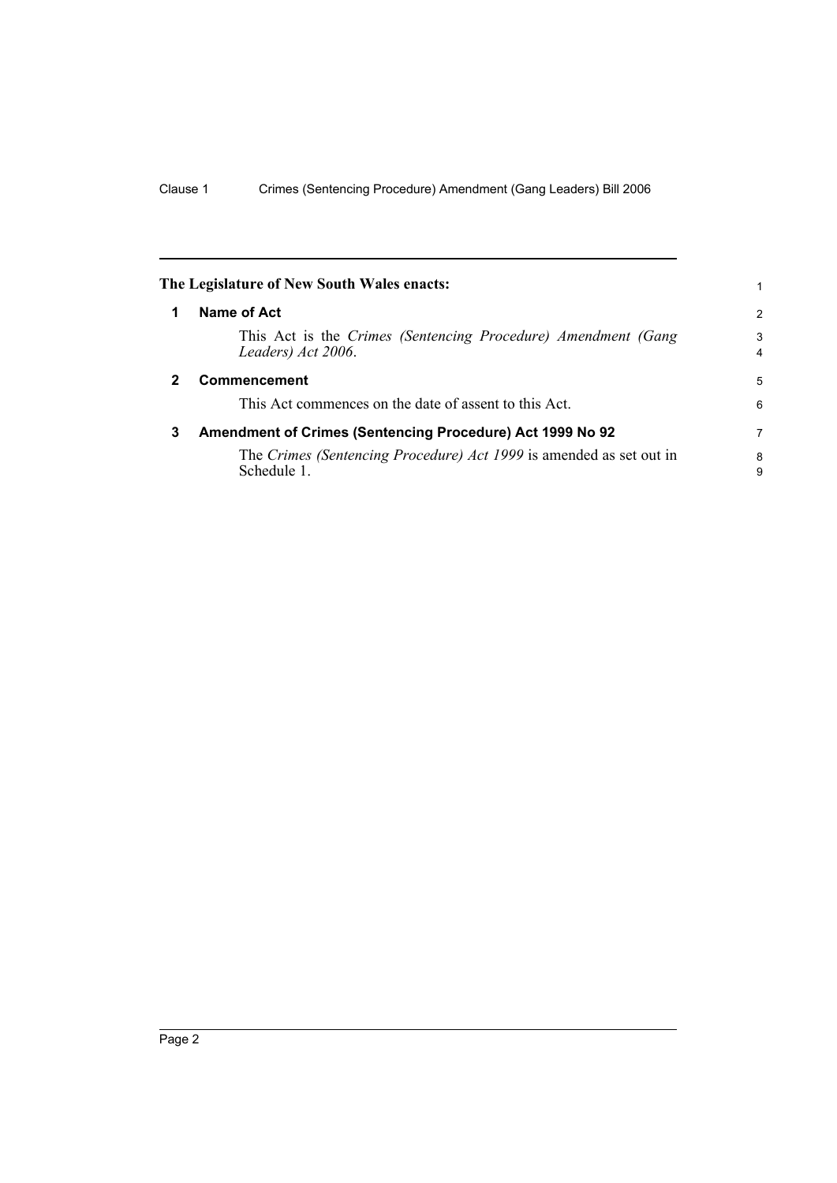**The Legislature of New South Wales enacts:**

### 1 Name of Act

This Act is the *Crimes (Sentencing Procedure) Amendment (Gang Leaders) Act 2006*.

### 2 Commencement

This Act commences on the date of assent to this Act.

### 3 Amendment of Crimes (Sentencing Procedure) Act 1999 No 92

The *Crimes (Sentencing Procedure) Act 1999* is amended as set out in Schedule 1.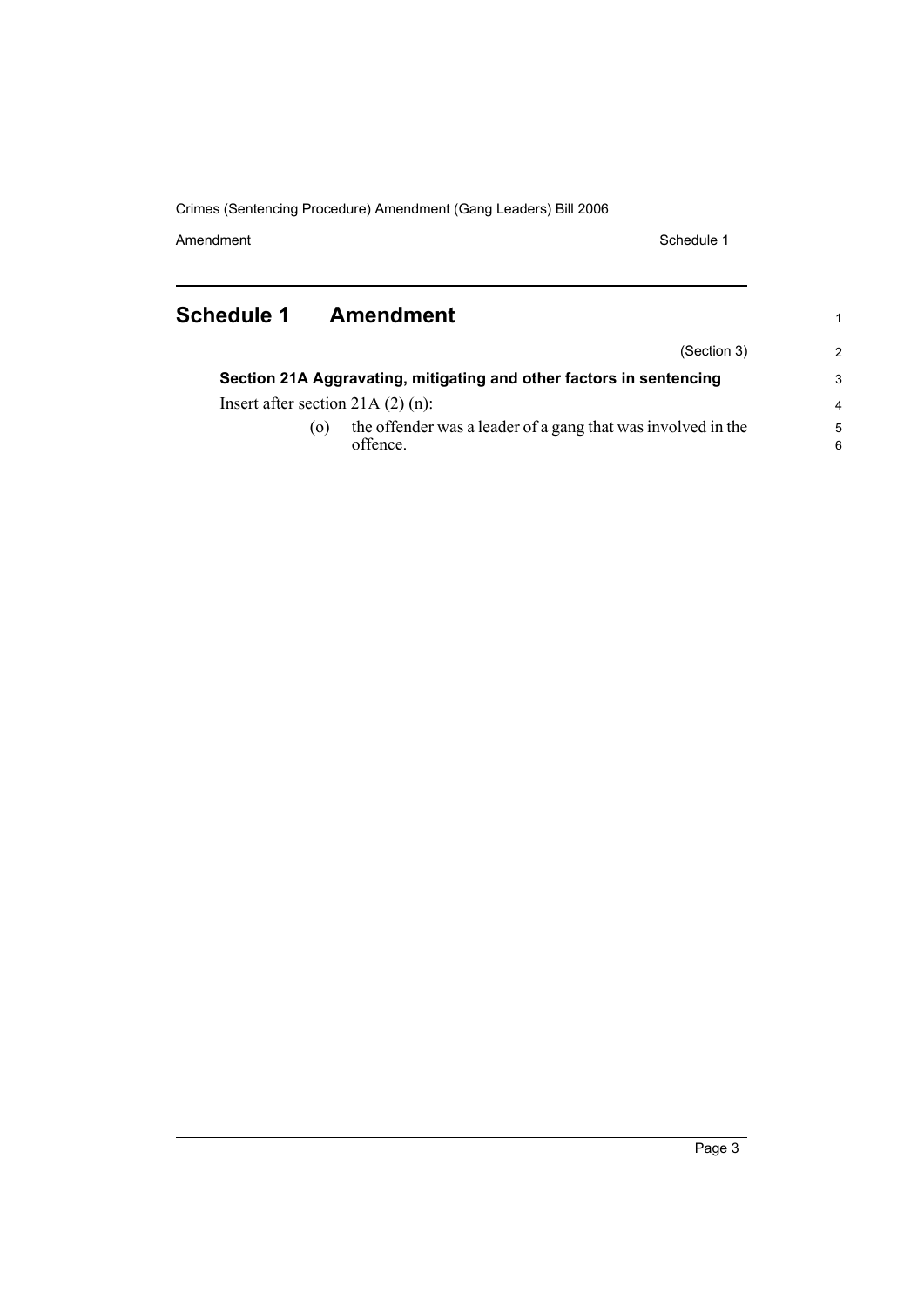# Schedule 1 Amendment

(Section 3)

### Section 21A Aggravating, mitigating and other factors in sentencing

Insert after section 21A (2) (n):

(o) the offender was a leader of a gang that was involved in the offence.